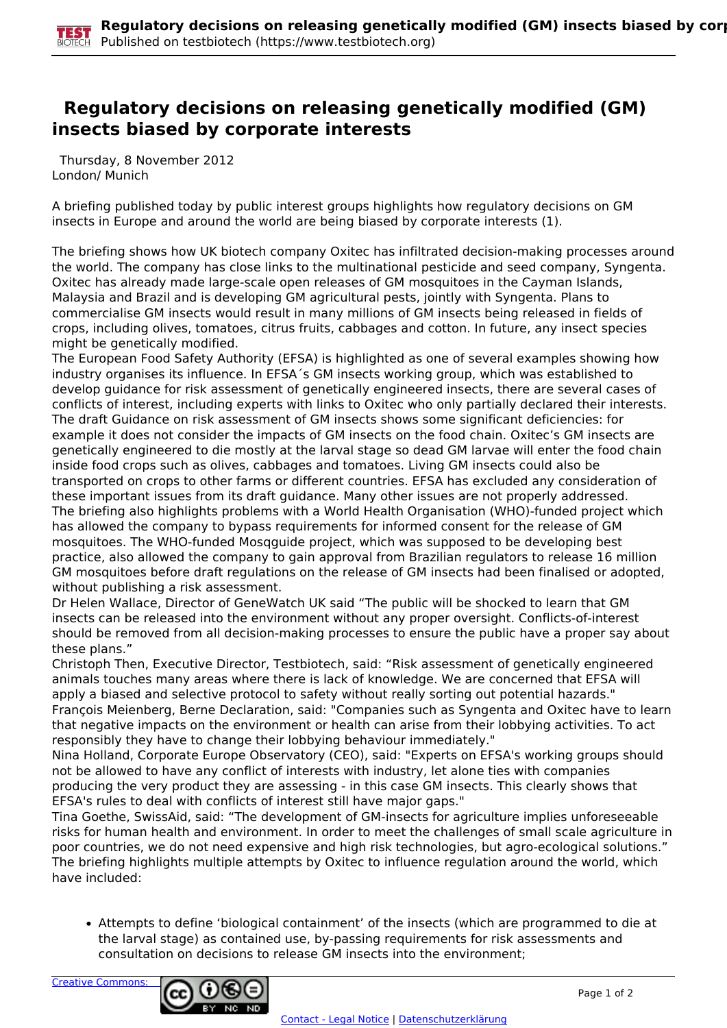# Regulatory decisions on releasing genetically modified (GM) insects biased by corporate interests

Thursday, 8 November 2012
London/ Munich

A briefing published today by public interest groups highlights how regulatory decisions on GM insects in Europe and around the world are being biased by corporate interests (1).

The briefing shows how UK biotech company Oxitec has infiltrated decision-making processes around the world. The company has close links to the multinational pesticide and seed company, Syngenta. Oxitec has already made large-scale open releases of GM mosquitoes in the Cayman Islands, Malaysia and Brazil and is developing GM agricultural pests, jointly with Syngenta. Plans to commercialise GM insects would result in many millions of GM insects being released in fields of crops, including olives, tomatoes, citrus fruits, cabbages and cotton. In future, any insect species might be genetically modified.

The European Food Safety Authority (EFSA) is highlighted as one of several examples showing how industry organises its influence. In EFSA´s GM insects working group, which was established to develop guidance for risk assessment of genetically engineered insects, there are several cases of conflicts of interest, including experts with links to Oxitec who only partially declared their interests.

The draft Guidance on risk assessment of GM insects shows some significant deficiencies: for example it does not consider the impacts of GM insects on the food chain. Oxitec's GM insects are genetically engineered to die mostly at the larval stage so dead GM larvae will enter the food chain inside food crops such as olives, cabbages and tomatoes. Living GM insects could also be transported on crops to other farms or different countries. EFSA has excluded any consideration of these important issues from its draft guidance. Many other issues are not properly addressed.

The briefing also highlights problems with a World Health Organisation (WHO)-funded project which has allowed the company to bypass requirements for informed consent for the release of GM mosquitoes. The WHO-funded Mosqguide project, which was supposed to be developing best practice, also allowed the company to gain approval from Brazilian regulators to release 16 million GM mosquitoes before draft regulations on the release of GM insects had been finalised or adopted, without publishing a risk assessment.

Dr Helen Wallace, Director of GeneWatch UK said "The public will be shocked to learn that GM insects can be released into the environment without any proper oversight. Conflicts-of-interest should be removed from all decision-making processes to ensure the public have a proper say about these plans."

Christoph Then, Executive Director, Testbiotech, said: "Risk assessment of genetically engineered animals touches many areas where there is lack of knowledge. We are concerned that EFSA will apply a biased and selective protocol to safety without really sorting out potential hazards."

François Meienberg, Berne Declaration, said: "Companies such as Syngenta and Oxitec have to learn that negative impacts on the environment or health can arise from their lobbying activities. To act responsibly they have to change their lobbying behaviour immediately."

Nina Holland, Corporate Europe Observatory (CEO), said: "Experts on EFSA's working groups should not be allowed to have any conflict of interests with industry, let alone ties with companies producing the very product they are assessing - in this case GM insects. This clearly shows that EFSA's rules to deal with conflicts of interest still have major gaps."

Tina Goethe, SwissAid, said: "The development of GM-insects for agriculture implies unforeseeable risks for human health and environment. In order to meet the challenges of small scale agriculture in poor countries, we do not need expensive and high risk technologies, but agro-ecological solutions."

The briefing highlights multiple attempts by Oxitec to influence regulation around the world, which have included:

- Attempts to define 'biological containment' of the insects (which are programmed to die at the larval stage) as contained use, by-passing requirements for risk assessments and consultation on decisions to release GM insects into the environment;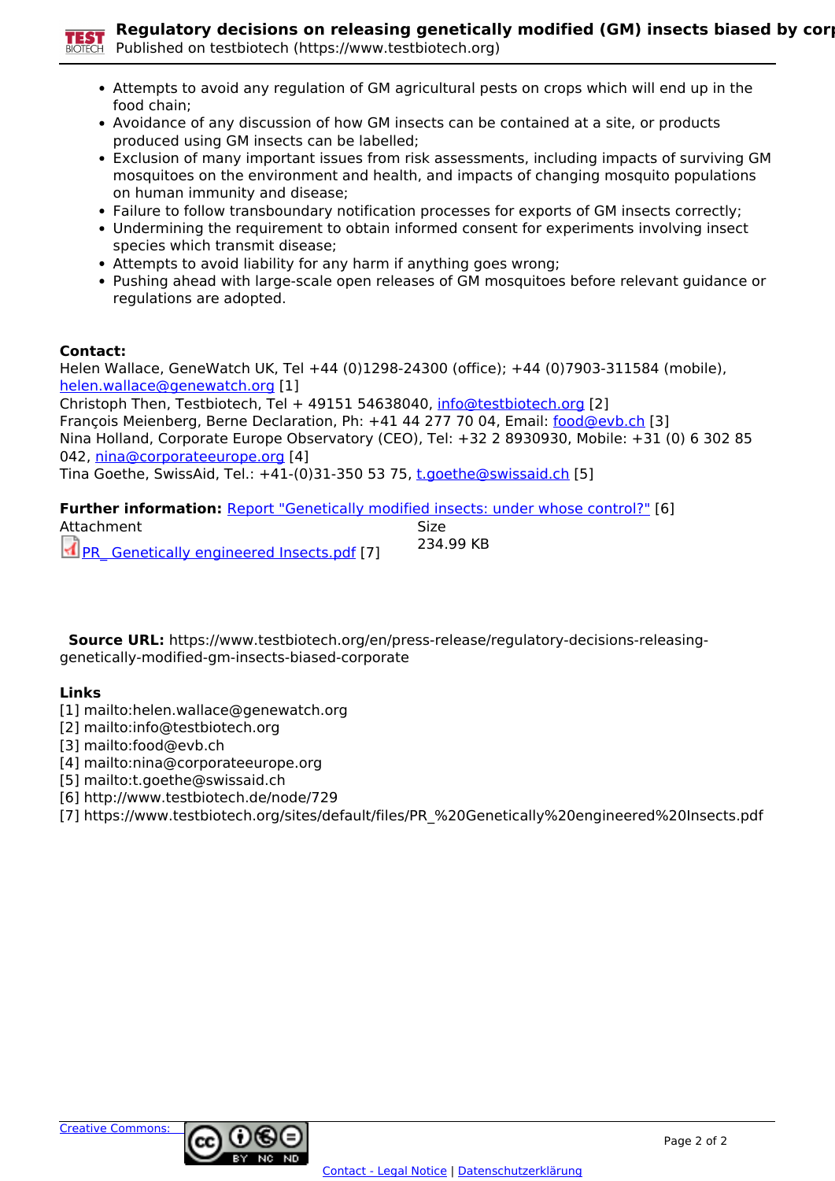- Attempts to avoid any regulation of GM agricultural pests on crops which will end up in the food chain;
- Avoidance of any discussion of how GM insects can be contained at a site, or products produced using GM insects can be labelled;
- Exclusion of many important issues from risk assessments, including impacts of surviving GM mosquitoes on the environment and health, and impacts of changing mosquito populations on human immunity and disease;
- Failure to follow transboundary notification processes for exports of GM insects correctly;
- Undermining the requirement to obtain informed consent for experiments involving insect species which transmit disease;
- Attempts to avoid liability for any harm if anything goes wrong;
- Pushing ahead with large-scale open releases of GM mosquitoes before relevant guidance or regulations are adopted.

**Contact:**
Helen Wallace, GeneWatch UK, Tel +44 (0)1298-24300 (office); +44 (0)7903-311584 (mobile), helen.wallace@genewatch.org [1]
Christoph Then, Testbiotech, Tel + 49151 54638040, info@testbiotech.org [2]
François Meienberg, Berne Declaration, Ph: +41 44 277 70 04, Email: food@evb.ch [3]
Nina Holland, Corporate Europe Observatory (CEO), Tel: +32 2 8930930, Mobile: +31 (0) 6 302 85 042, nina@corporateeurope.org [4]
Tina Goethe, SwissAid, Tel.: +41-(0)31-350 53 75, t.goethe@swissaid.ch [5]

**Further information:** Report "Genetically modified insects: under whose control?" [6]

| Attachment | Size |
|---|---|
| PR_ Genetically engineered Insects.pdf [7] | 234.99 KB |

**Source URL:** https://www.testbiotech.org/en/press-release/regulatory-decisions-releasing-genetically-modified-gm-insects-biased-corporate

**Links**
[1] mailto:helen.wallace@genewatch.org
[2] mailto:info@testbiotech.org
[3] mailto:food@evb.ch
[4] mailto:nina@corporateeurope.org
[5] mailto:t.goethe@swissaid.ch
[6] http://www.testbiotech.de/node/729
[7] https://www.testbiotech.org/sites/default/files/PR_%20Genetically%20engineered%20Insects.pdf